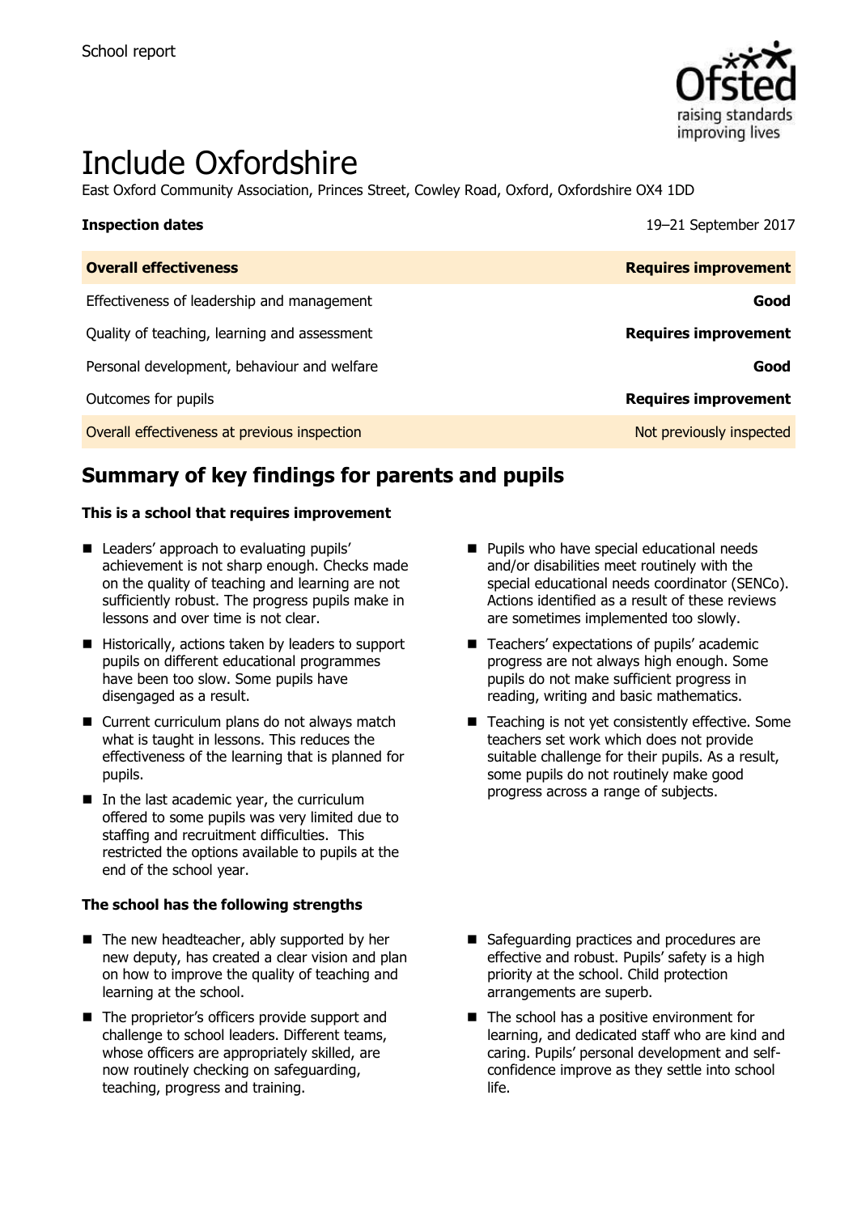School report

# Include Oxfordshire

East Oxford Community Association, Princes Street, Cowley Road, Oxford, Oxfordshire OX4 1DD

| **Inspection dates** | 19–21 September 2017 |
| --- | --- |
| **Overall effectiveness** | **Requires improvement** |
| Effectiveness of leadership and management | **Good** |
| Quality of teaching, learning and assessment | **Requires improvement** |
| Personal development, behaviour and welfare | **Good** |
| Outcomes for pupils | **Requires improvement** |
| Overall effectiveness at previous inspection | Not previously inspected |

## Summary of key findings for parents and pupils

**This is a school that requires improvement**

- Leaders' approach to evaluating pupils' achievement is not sharp enough. Checks made on the quality of teaching and learning are not sufficiently robust. The progress pupils make in lessons and over time is not clear.
- Historically, actions taken by leaders to support pupils on different educational programmes have been too slow. Some pupils have disengaged as a result.
- Current curriculum plans do not always match what is taught in lessons. This reduces the effectiveness of the learning that is planned for pupils.
- In the last academic year, the curriculum offered to some pupils was very limited due to staffing and recruitment difficulties. This restricted the options available to pupils at the end of the school year.
- Pupils who have special educational needs and/or disabilities meet routinely with the special educational needs coordinator (SENCo). Actions identified as a result of these reviews are sometimes implemented too slowly.
- Teachers' expectations of pupils' academic progress are not always high enough. Some pupils do not make sufficient progress in reading, writing and basic mathematics.
- Teaching is not yet consistently effective. Some teachers set work which does not provide suitable challenge for their pupils. As a result, some pupils do not routinely make good progress across a range of subjects.

**The school has the following strengths**

- The new headteacher, ably supported by her new deputy, has created a clear vision and plan on how to improve the quality of teaching and learning at the school.
- The proprietor's officers provide support and challenge to school leaders. Different teams, whose officers are appropriately skilled, are now routinely checking on safeguarding, teaching, progress and training.
- Safeguarding practices and procedures are effective and robust. Pupils' safety is a high priority at the school. Child protection arrangements are superb.
- The school has a positive environment for learning, and dedicated staff who are kind and caring. Pupils' personal development and self-confidence improve as they settle into school life.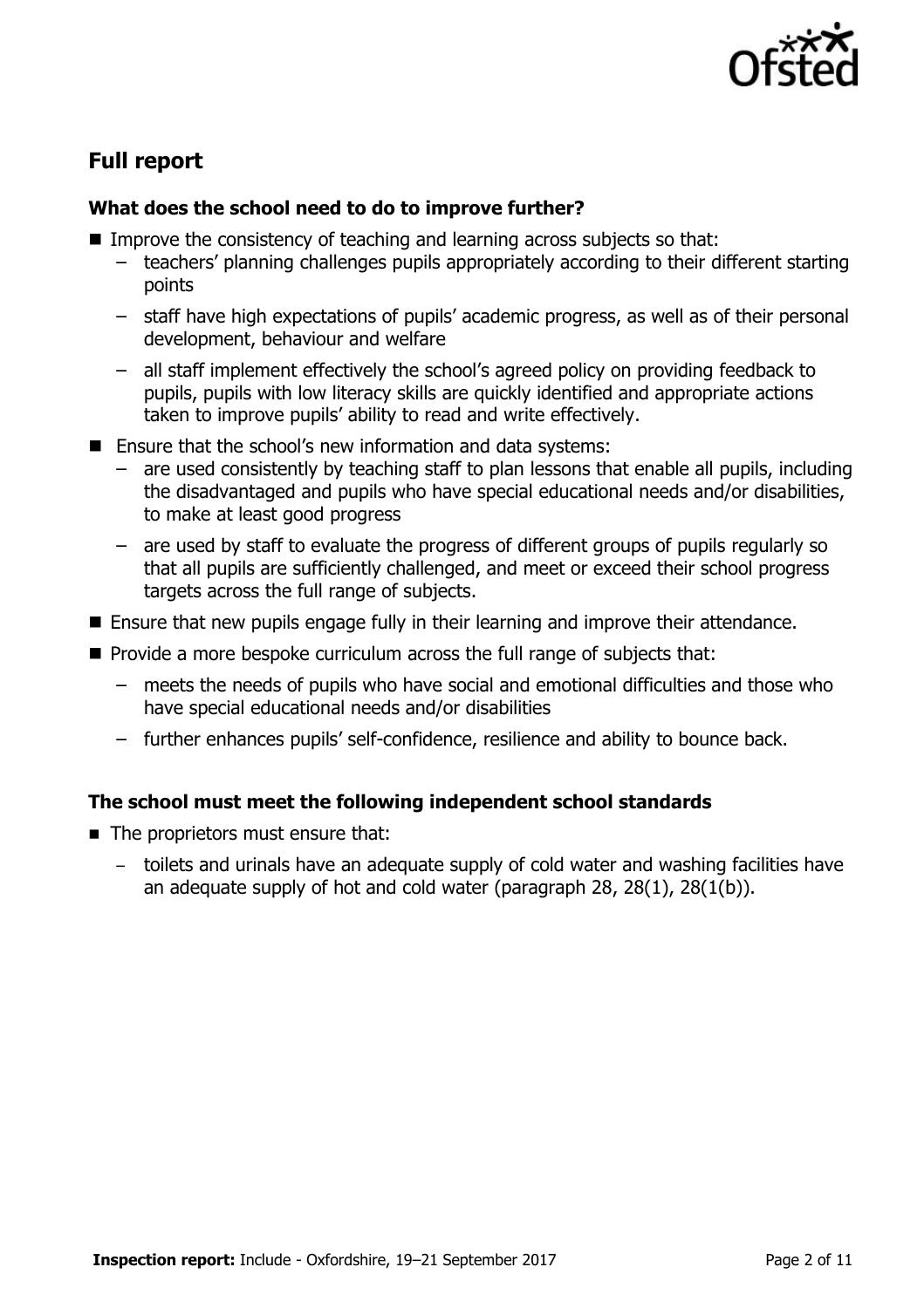## Full report

### What does the school need to do to improve further?

- Improve the consistency of teaching and learning across subjects so that:
  - teachers' planning challenges pupils appropriately according to their different starting points
  - staff have high expectations of pupils' academic progress, as well as of their personal development, behaviour and welfare
  - all staff implement effectively the school's agreed policy on providing feedback to pupils, pupils with low literacy skills are quickly identified and appropriate actions taken to improve pupils' ability to read and write effectively.
- Ensure that the school's new information and data systems:
  - are used consistently by teaching staff to plan lessons that enable all pupils, including the disadvantaged and pupils who have special educational needs and/or disabilities, to make at least good progress
  - are used by staff to evaluate the progress of different groups of pupils regularly so that all pupils are sufficiently challenged, and meet or exceed their school progress targets across the full range of subjects.
- Ensure that new pupils engage fully in their learning and improve their attendance.
- Provide a more bespoke curriculum across the full range of subjects that:
  - meets the needs of pupils who have social and emotional difficulties and those who have special educational needs and/or disabilities
  - further enhances pupils' self-confidence, resilience and ability to bounce back.

### The school must meet the following independent school standards

- The proprietors must ensure that:
  - toilets and urinals have an adequate supply of cold water and washing facilities have an adequate supply of hot and cold water (paragraph 28, 28(1), 28(1(b)).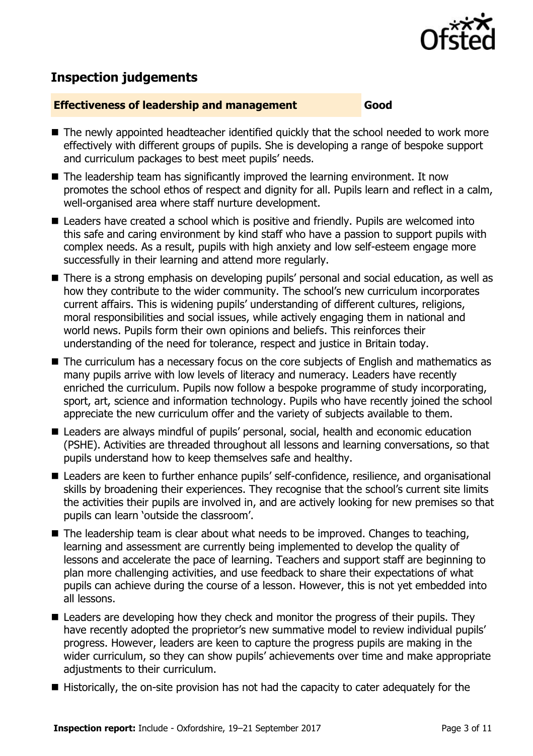## Inspection judgements

| Effectiveness of leadership and management | Good |
| --- | --- |

- The newly appointed headteacher identified quickly that the school needed to work more effectively with different groups of pupils. She is developing a range of bespoke support and curriculum packages to best meet pupils' needs.
- The leadership team has significantly improved the learning environment. It now promotes the school ethos of respect and dignity for all. Pupils learn and reflect in a calm, well-organised area where staff nurture development.
- Leaders have created a school which is positive and friendly. Pupils are welcomed into this safe and caring environment by kind staff who have a passion to support pupils with complex needs. As a result, pupils with high anxiety and low self-esteem engage more successfully in their learning and attend more regularly.
- There is a strong emphasis on developing pupils' personal and social education, as well as how they contribute to the wider community. The school's new curriculum incorporates current affairs. This is widening pupils' understanding of different cultures, religions, moral responsibilities and social issues, while actively engaging them in national and world news. Pupils form their own opinions and beliefs. This reinforces their understanding of the need for tolerance, respect and justice in Britain today.
- The curriculum has a necessary focus on the core subjects of English and mathematics as many pupils arrive with low levels of literacy and numeracy. Leaders have recently enriched the curriculum. Pupils now follow a bespoke programme of study incorporating, sport, art, science and information technology. Pupils who have recently joined the school appreciate the new curriculum offer and the variety of subjects available to them.
- Leaders are always mindful of pupils' personal, social, health and economic education (PSHE). Activities are threaded throughout all lessons and learning conversations, so that pupils understand how to keep themselves safe and healthy.
- Leaders are keen to further enhance pupils' self-confidence, resilience, and organisational skills by broadening their experiences. They recognise that the school's current site limits the activities their pupils are involved in, and are actively looking for new premises so that pupils can learn 'outside the classroom'.
- The leadership team is clear about what needs to be improved. Changes to teaching, learning and assessment are currently being implemented to develop the quality of lessons and accelerate the pace of learning. Teachers and support staff are beginning to plan more challenging activities, and use feedback to share their expectations of what pupils can achieve during the course of a lesson. However, this is not yet embedded into all lessons.
- Leaders are developing how they check and monitor the progress of their pupils. They have recently adopted the proprietor's new summative model to review individual pupils' progress. However, leaders are keen to capture the progress pupils are making in the wider curriculum, so they can show pupils' achievements over time and make appropriate adjustments to their curriculum.
- Historically, the on-site provision has not had the capacity to cater adequately for the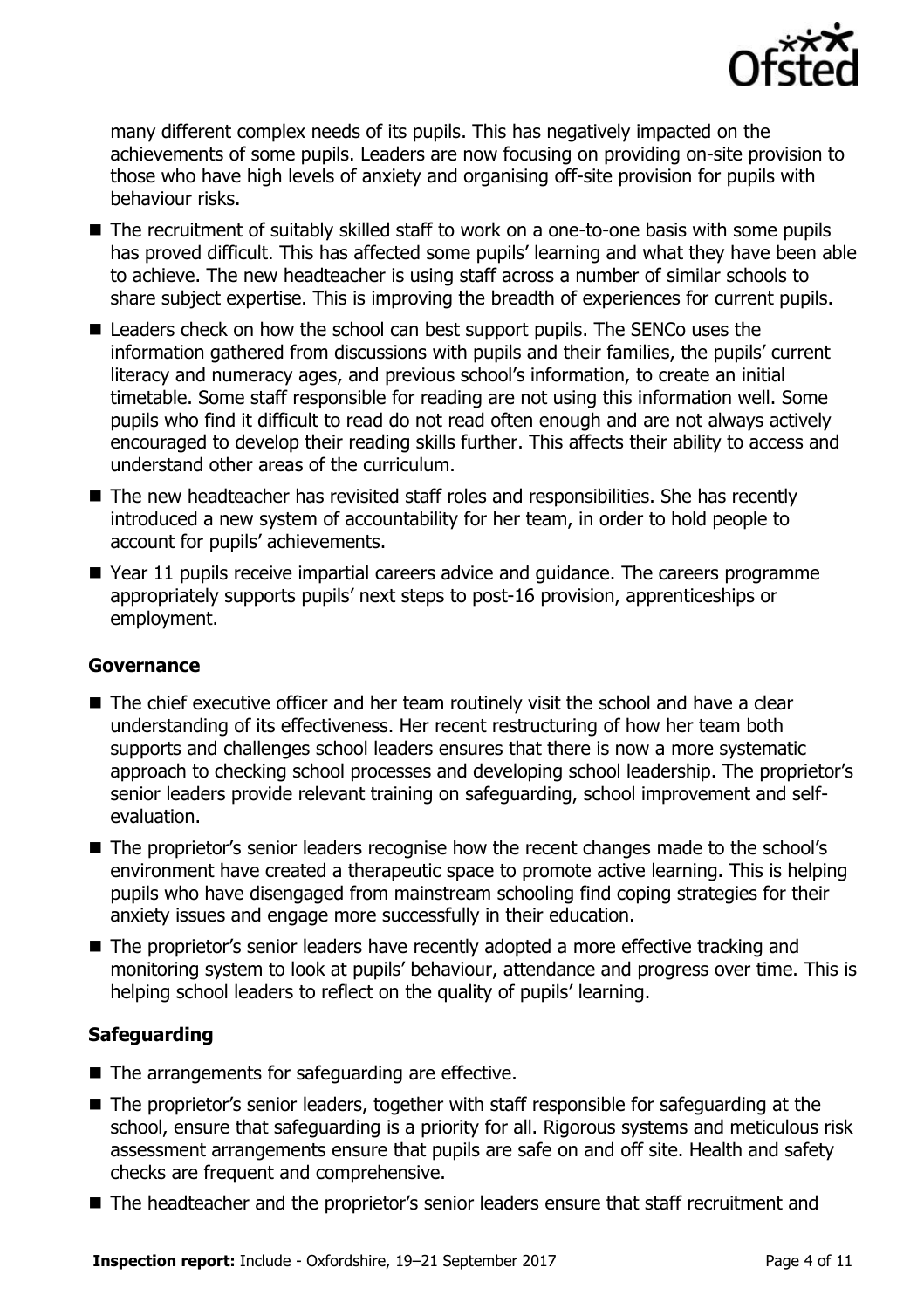many different complex needs of its pupils. This has negatively impacted on the achievements of some pupils. Leaders are now focusing on providing on-site provision to those who have high levels of anxiety and organising off-site provision for pupils with behaviour risks.

- The recruitment of suitably skilled staff to work on a one-to-one basis with some pupils has proved difficult. This has affected some pupils' learning and what they have been able to achieve. The new headteacher is using staff across a number of similar schools to share subject expertise. This is improving the breadth of experiences for current pupils.
- Leaders check on how the school can best support pupils. The SENCo uses the information gathered from discussions with pupils and their families, the pupils' current literacy and numeracy ages, and previous school's information, to create an initial timetable. Some staff responsible for reading are not using this information well. Some pupils who find it difficult to read do not read often enough and are not always actively encouraged to develop their reading skills further. This affects their ability to access and understand other areas of the curriculum.
- The new headteacher has revisited staff roles and responsibilities. She has recently introduced a new system of accountability for her team, in order to hold people to account for pupils' achievements.
- Year 11 pupils receive impartial careers advice and guidance. The careers programme appropriately supports pupils' next steps to post-16 provision, apprenticeships or employment.

### Governance

- The chief executive officer and her team routinely visit the school and have a clear understanding of its effectiveness. Her recent restructuring of how her team both supports and challenges school leaders ensures that there is now a more systematic approach to checking school processes and developing school leadership. The proprietor's senior leaders provide relevant training on safeguarding, school improvement and self-evaluation.
- The proprietor's senior leaders recognise how the recent changes made to the school's environment have created a therapeutic space to promote active learning. This is helping pupils who have disengaged from mainstream schooling find coping strategies for their anxiety issues and engage more successfully in their education.
- The proprietor's senior leaders have recently adopted a more effective tracking and monitoring system to look at pupils' behaviour, attendance and progress over time. This is helping school leaders to reflect on the quality of pupils' learning.

### Safeguarding

- The arrangements for safeguarding are effective.
- The proprietor's senior leaders, together with staff responsible for safeguarding at the school, ensure that safeguarding is a priority for all. Rigorous systems and meticulous risk assessment arrangements ensure that pupils are safe on and off site. Health and safety checks are frequent and comprehensive.
- The headteacher and the proprietor's senior leaders ensure that staff recruitment and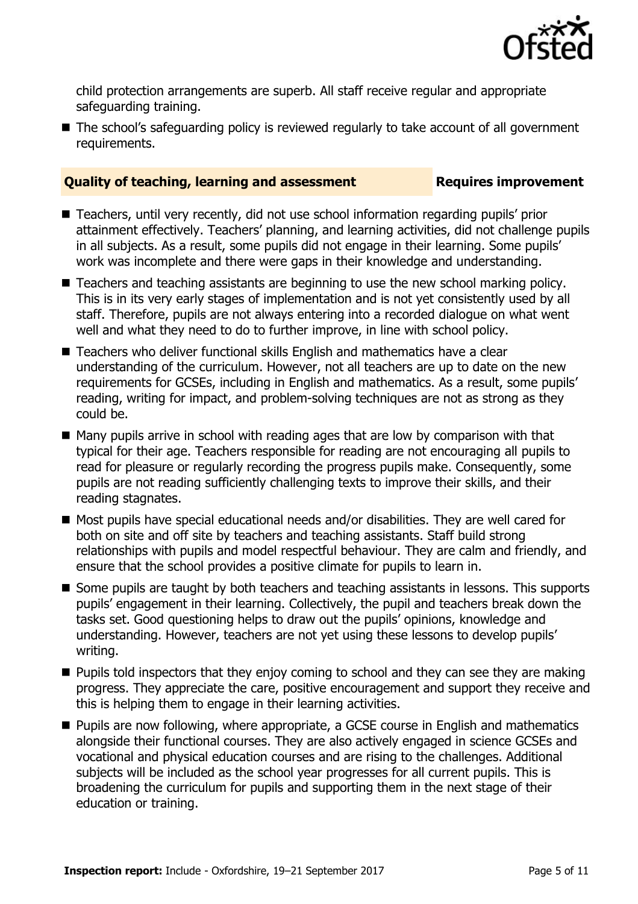child protection arrangements are superb. All staff receive regular and appropriate safeguarding training.

- The school's safeguarding policy is reviewed regularly to take account of all government requirements.

### Quality of teaching, learning and assessment — Requires improvement

- Teachers, until very recently, did not use school information regarding pupils' prior attainment effectively. Teachers' planning, and learning activities, did not challenge pupils in all subjects. As a result, some pupils did not engage in their learning. Some pupils' work was incomplete and there were gaps in their knowledge and understanding.
- Teachers and teaching assistants are beginning to use the new school marking policy. This is in its very early stages of implementation and is not yet consistently used by all staff. Therefore, pupils are not always entering into a recorded dialogue on what went well and what they need to do to further improve, in line with school policy.
- Teachers who deliver functional skills English and mathematics have a clear understanding of the curriculum. However, not all teachers are up to date on the new requirements for GCSEs, including in English and mathematics. As a result, some pupils' reading, writing for impact, and problem-solving techniques are not as strong as they could be.
- Many pupils arrive in school with reading ages that are low by comparison with that typical for their age. Teachers responsible for reading are not encouraging all pupils to read for pleasure or regularly recording the progress pupils make. Consequently, some pupils are not reading sufficiently challenging texts to improve their skills, and their reading stagnates.
- Most pupils have special educational needs and/or disabilities. They are well cared for both on site and off site by teachers and teaching assistants. Staff build strong relationships with pupils and model respectful behaviour. They are calm and friendly, and ensure that the school provides a positive climate for pupils to learn in.
- Some pupils are taught by both teachers and teaching assistants in lessons. This supports pupils' engagement in their learning. Collectively, the pupil and teachers break down the tasks set. Good questioning helps to draw out the pupils' opinions, knowledge and understanding. However, teachers are not yet using these lessons to develop pupils' writing.
- Pupils told inspectors that they enjoy coming to school and they can see they are making progress. They appreciate the care, positive encouragement and support they receive and this is helping them to engage in their learning activities.
- Pupils are now following, where appropriate, a GCSE course in English and mathematics alongside their functional courses. They are also actively engaged in science GCSEs and vocational and physical education courses and are rising to the challenges. Additional subjects will be included as the school year progresses for all current pupils. This is broadening the curriculum for pupils and supporting them in the next stage of their education or training.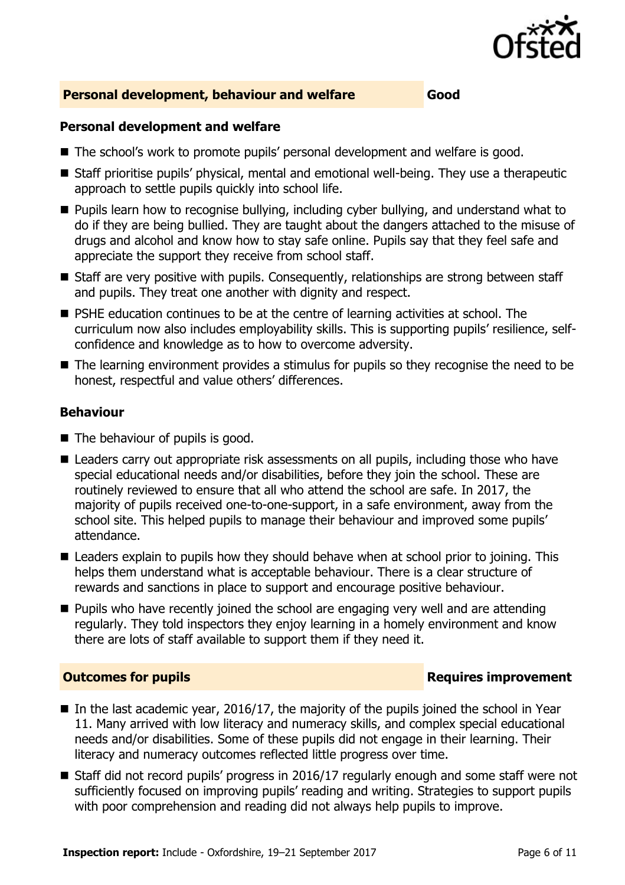## Personal development, behaviour and welfare — Good

### Personal development and welfare

- The school's work to promote pupils' personal development and welfare is good.
- Staff prioritise pupils' physical, mental and emotional well-being. They use a therapeutic approach to settle pupils quickly into school life.
- Pupils learn how to recognise bullying, including cyber bullying, and understand what to do if they are being bullied. They are taught about the dangers attached to the misuse of drugs and alcohol and know how to stay safe online. Pupils say that they feel safe and appreciate the support they receive from school staff.
- Staff are very positive with pupils. Consequently, relationships are strong between staff and pupils. They treat one another with dignity and respect.
- PSHE education continues to be at the centre of learning activities at school. The curriculum now also includes employability skills. This is supporting pupils' resilience, self-confidence and knowledge as to how to overcome adversity.
- The learning environment provides a stimulus for pupils so they recognise the need to be honest, respectful and value others' differences.

### Behaviour

- The behaviour of pupils is good.
- Leaders carry out appropriate risk assessments on all pupils, including those who have special educational needs and/or disabilities, before they join the school. These are routinely reviewed to ensure that all who attend the school are safe. In 2017, the majority of pupils received one-to-one-support, in a safe environment, away from the school site. This helped pupils to manage their behaviour and improved some pupils' attendance.
- Leaders explain to pupils how they should behave when at school prior to joining. This helps them understand what is acceptable behaviour. There is a clear structure of rewards and sanctions in place to support and encourage positive behaviour.
- Pupils who have recently joined the school are engaging very well and are attending regularly. They told inspectors they enjoy learning in a homely environment and know there are lots of staff available to support them if they need it.

## Outcomes for pupils — Requires improvement

- In the last academic year, 2016/17, the majority of the pupils joined the school in Year 11. Many arrived with low literacy and numeracy skills, and complex special educational needs and/or disabilities. Some of these pupils did not engage in their learning. Their literacy and numeracy outcomes reflected little progress over time.
- Staff did not record pupils' progress in 2016/17 regularly enough and some staff were not sufficiently focused on improving pupils' reading and writing. Strategies to support pupils with poor comprehension and reading did not always help pupils to improve.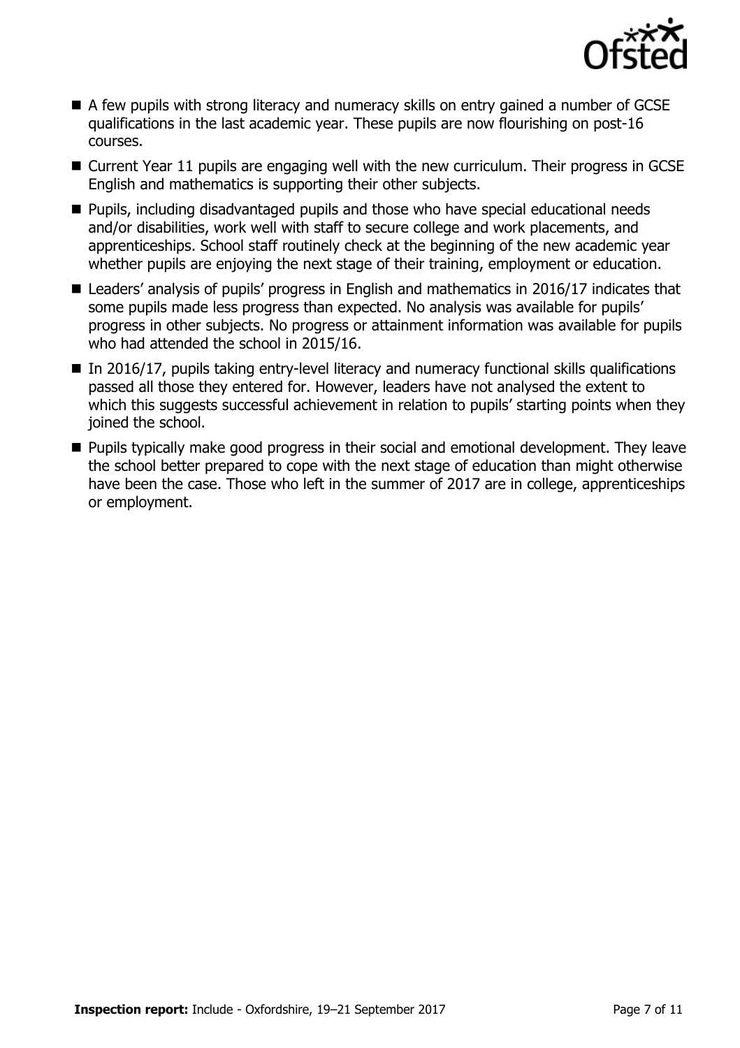- A few pupils with strong literacy and numeracy skills on entry gained a number of GCSE qualifications in the last academic year. These pupils are now flourishing on post-16 courses.
- Current Year 11 pupils are engaging well with the new curriculum. Their progress in GCSE English and mathematics is supporting their other subjects.
- Pupils, including disadvantaged pupils and those who have special educational needs and/or disabilities, work well with staff to secure college and work placements, and apprenticeships. School staff routinely check at the beginning of the new academic year whether pupils are enjoying the next stage of their training, employment or education.
- Leaders' analysis of pupils' progress in English and mathematics in 2016/17 indicates that some pupils made less progress than expected. No analysis was available for pupils' progress in other subjects. No progress or attainment information was available for pupils who had attended the school in 2015/16.
- In 2016/17, pupils taking entry-level literacy and numeracy functional skills qualifications passed all those they entered for. However, leaders have not analysed the extent to which this suggests successful achievement in relation to pupils' starting points when they joined the school.
- Pupils typically make good progress in their social and emotional development. They leave the school better prepared to cope with the next stage of education than might otherwise have been the case. Those who left in the summer of 2017 are in college, apprenticeships or employment.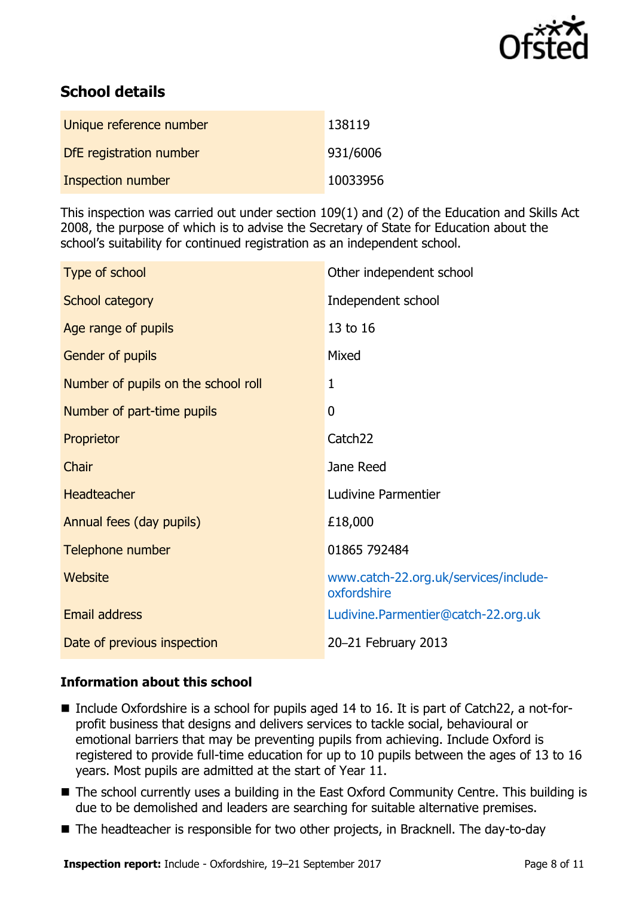## School details

| | |
|---|---|
| Unique reference number | 138119 |
| DfE registration number | 931/6006 |
| Inspection number | 10033956 |

This inspection was carried out under section 109(1) and (2) of the Education and Skills Act 2008, the purpose of which is to advise the Secretary of State for Education about the school's suitability for continued registration as an independent school.

| | |
|---|---|
| Type of school | Other independent school |
| School category | Independent school |
| Age range of pupils | 13 to 16 |
| Gender of pupils | Mixed |
| Number of pupils on the school roll | 1 |
| Number of part-time pupils | 0 |
| Proprietor | Catch22 |
| Chair | Jane Reed |
| Headteacher | Ludivine Parmentier |
| Annual fees (day pupils) | £18,000 |
| Telephone number | 01865 792484 |
| Website | www.catch-22.org.uk/services/include-oxfordshire |
| Email address | Ludivine.Parmentier@catch-22.org.uk |
| Date of previous inspection | 20–21 February 2013 |

### Information about this school

- Include Oxfordshire is a school for pupils aged 14 to 16. It is part of Catch22, a not-for-profit business that designs and delivers services to tackle social, behavioural or emotional barriers that may be preventing pupils from achieving. Include Oxford is registered to provide full-time education for up to 10 pupils between the ages of 13 to 16 years. Most pupils are admitted at the start of Year 11.
- The school currently uses a building in the East Oxford Community Centre. This building is due to be demolished and leaders are searching for suitable alternative premises.
- The headteacher is responsible for two other projects, in Bracknell. The day-to-day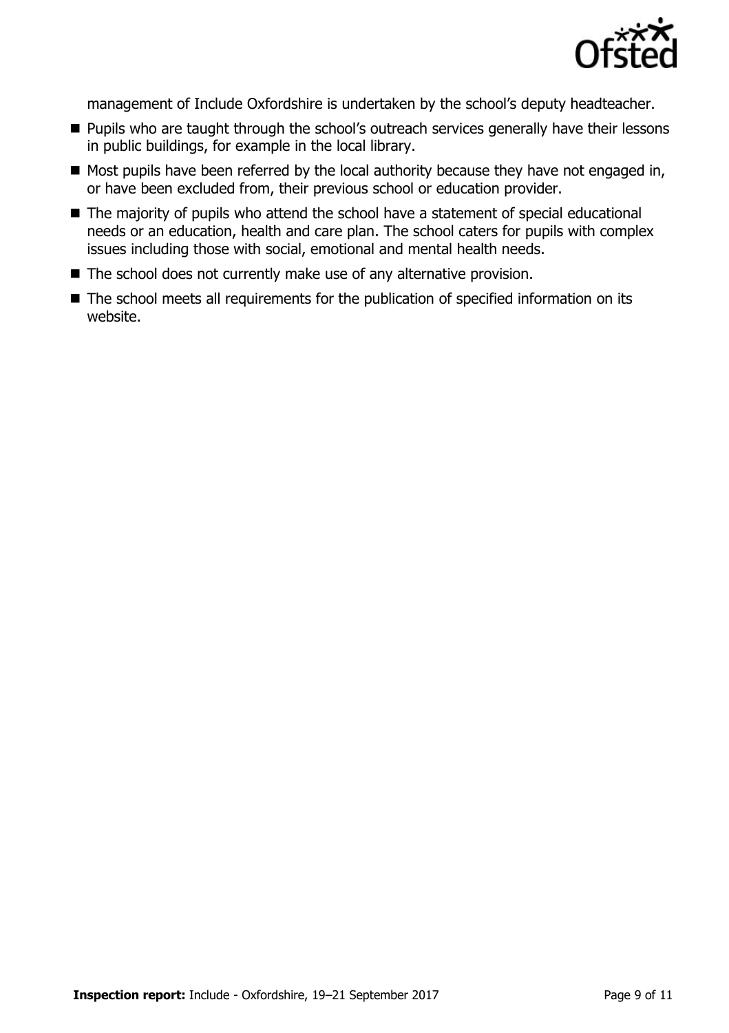management of Include Oxfordshire is undertaken by the school's deputy headteacher.

- Pupils who are taught through the school's outreach services generally have their lessons in public buildings, for example in the local library.
- Most pupils have been referred by the local authority because they have not engaged in, or have been excluded from, their previous school or education provider.
- The majority of pupils who attend the school have a statement of special educational needs or an education, health and care plan. The school caters for pupils with complex issues including those with social, emotional and mental health needs.
- The school does not currently make use of any alternative provision.
- The school meets all requirements for the publication of specified information on its website.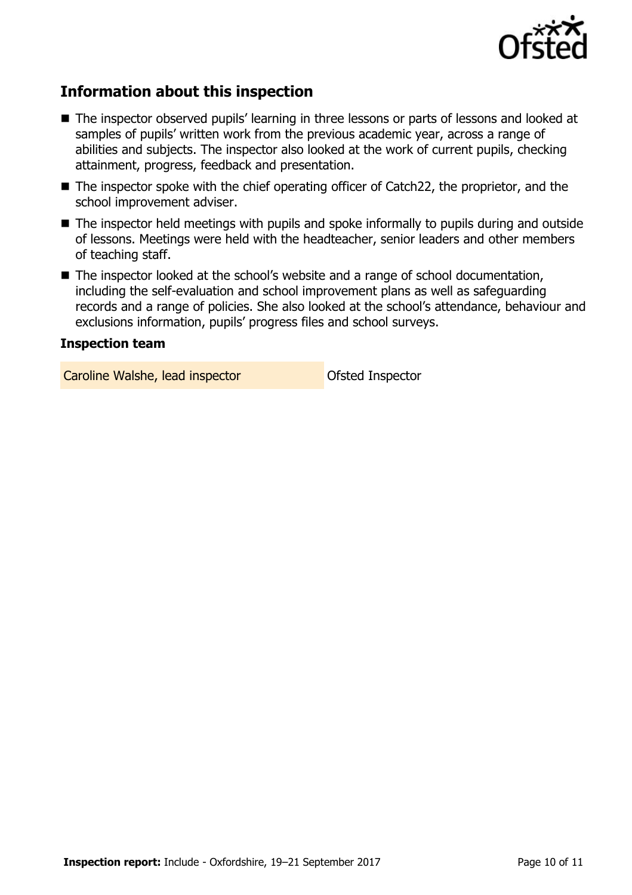## Information about this inspection

- The inspector observed pupils' learning in three lessons or parts of lessons and looked at samples of pupils' written work from the previous academic year, across a range of abilities and subjects. The inspector also looked at the work of current pupils, checking attainment, progress, feedback and presentation.
- The inspector spoke with the chief operating officer of Catch22, the proprietor, and the school improvement adviser.
- The inspector held meetings with pupils and spoke informally to pupils during and outside of lessons. Meetings were held with the headteacher, senior leaders and other members of teaching staff.
- The inspector looked at the school's website and a range of school documentation, including the self-evaluation and school improvement plans as well as safeguarding records and a range of policies. She also looked at the school's attendance, behaviour and exclusions information, pupils' progress files and school surveys.

### Inspection team

| | |
|---|---|
| Caroline Walshe, lead inspector | Ofsted Inspector |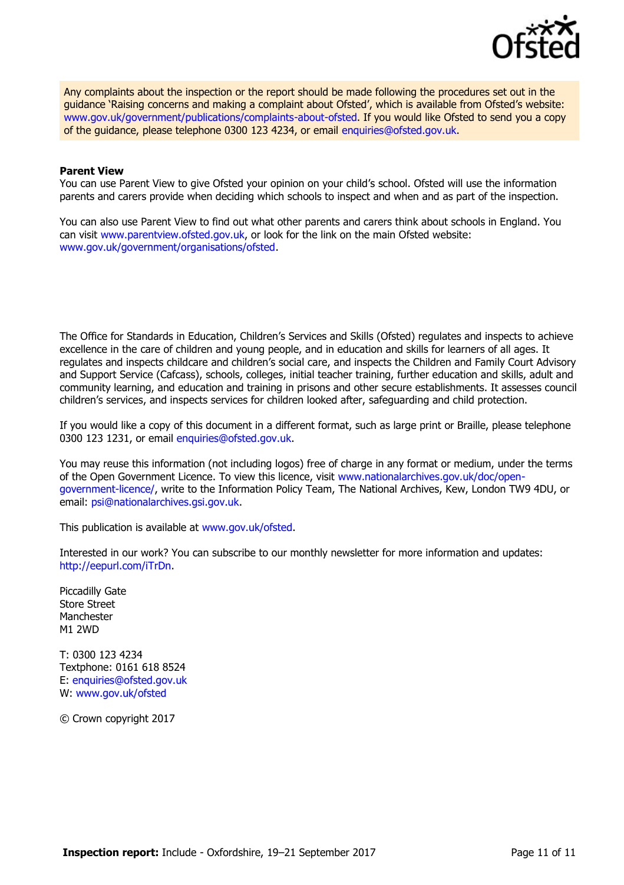Any complaints about the inspection or the report should be made following the procedures set out in the guidance 'Raising concerns and making a complaint about Ofsted', which is available from Ofsted's website: www.gov.uk/government/publications/complaints-about-ofsted. If you would like Ofsted to send you a copy of the guidance, please telephone 0300 123 4234, or email enquiries@ofsted.gov.uk.

**Parent View**

You can use Parent View to give Ofsted your opinion on your child's school. Ofsted will use the information parents and carers provide when deciding which schools to inspect and when and as part of the inspection.

You can also use Parent View to find out what other parents and carers think about schools in England. You can visit www.parentview.ofsted.gov.uk, or look for the link on the main Ofsted website: www.gov.uk/government/organisations/ofsted.

The Office for Standards in Education, Children's Services and Skills (Ofsted) regulates and inspects to achieve excellence in the care of children and young people, and in education and skills for learners of all ages. It regulates and inspects childcare and children's social care, and inspects the Children and Family Court Advisory and Support Service (Cafcass), schools, colleges, initial teacher training, further education and skills, adult and community learning, and education and training in prisons and other secure establishments. It assesses council children's services, and inspects services for children looked after, safeguarding and child protection.

If you would like a copy of this document in a different format, such as large print or Braille, please telephone 0300 123 1231, or email enquiries@ofsted.gov.uk.

You may reuse this information (not including logos) free of charge in any format or medium, under the terms of the Open Government Licence. To view this licence, visit www.nationalarchives.gov.uk/doc/open-government-licence/, write to the Information Policy Team, The National Archives, Kew, London TW9 4DU, or email: psi@nationalarchives.gsi.gov.uk.

This publication is available at www.gov.uk/ofsted.

Interested in our work? You can subscribe to our monthly newsletter for more information and updates: http://eepurl.com/iTrDn.

Piccadilly Gate
Store Street
Manchester
M1 2WD

T: 0300 123 4234
Textphone: 0161 618 8524
E: enquiries@ofsted.gov.uk
W: www.gov.uk/ofsted

© Crown copyright 2017